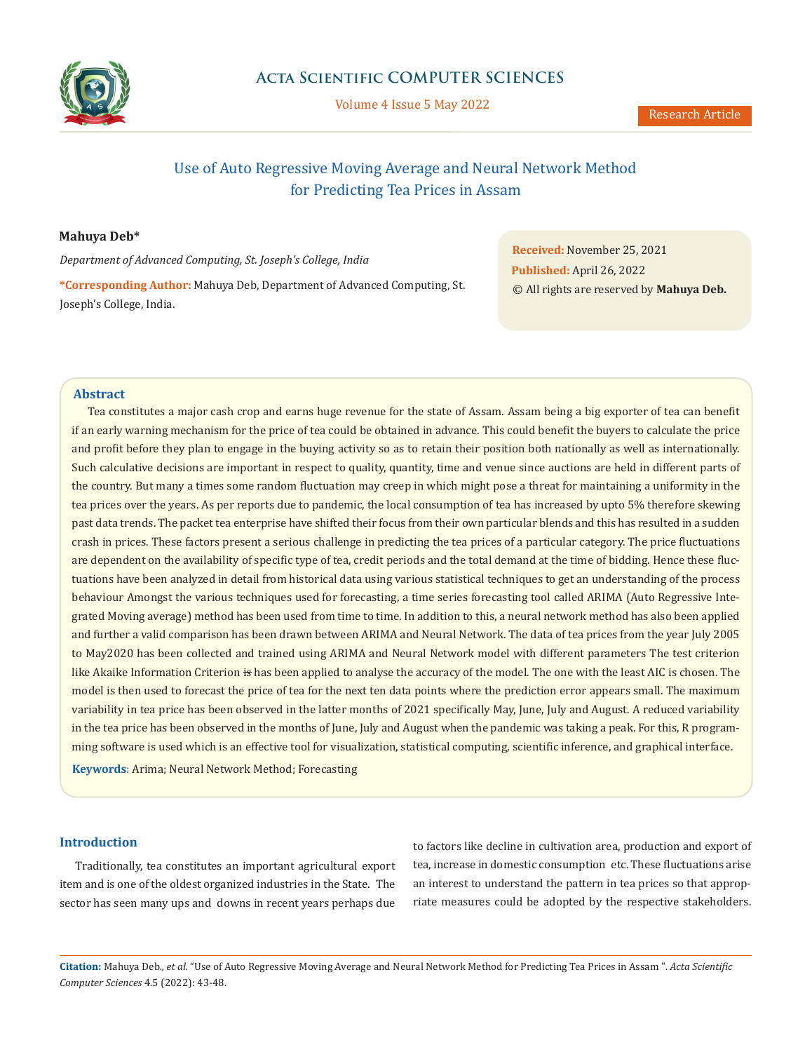# Use of Auto Regressive Moving Average and Neural Network Method for Predicting Tea Prices in Assam

**Mahuya Deb***

*Department of Advanced Computing, St. Joseph's College, India*

**\*Corresponding Author:** Mahuya Deb, Department of Advanced Computing, St. Joseph's College, India.

**Received:** November 25, 2021
**Published:** April 26, 2022
© All rights are reserved by **Mahuya Deb.**

## Abstract

Tea constitutes a major cash crop and earns huge revenue for the state of Assam. Assam being a big exporter of tea can benefit if an early warning mechanism for the price of tea could be obtained in advance. This could benefit the buyers to calculate the price and profit before they plan to engage in the buying activity so as to retain their position both nationally as well as internationally. Such calculative decisions are important in respect to quality, quantity, time and venue since auctions are held in different parts of the country. But many a times some random fluctuation may creep in which might pose a threat for maintaining a uniformity in the tea prices over the years. As per reports due to pandemic, the local consumption of tea has increased by upto 5% therefore skewing past data trends. The packet tea enterprise have shifted their focus from their own particular blends and this has resulted in a sudden crash in prices. These factors present a serious challenge in predicting the tea prices of a particular category. The price fluctuations are dependent on the availability of specific type of tea, credit periods and the total demand at the time of bidding. Hence these fluctuations have been analyzed in detail from historical data using various statistical techniques to get an understanding of the process behaviour Amongst the various techniques used for forecasting, a time series forecasting tool called ARIMA (Auto Regressive Integrated Moving average) method has been used from time to time. In addition to this, a neural network method has also been applied and further a valid comparison has been drawn between ARIMA and Neural Network. The data of tea prices from the year July 2005 to May2020 has been collected and trained using ARIMA and Neural Network model with different parameters The test criterion like Akaike Information Criterion ~~is~~ has been applied to analyse the accuracy of the model. The one with the least AIC is chosen. The model is then used to forecast the price of tea for the next ten data points where the prediction error appears small. The maximum variability in tea price has been observed in the latter months of 2021 specifically May, June, July and August. A reduced variability in the tea price has been observed in the months of June, July and August when the pandemic was taking a peak. For this, R programming software is used which is an effective tool for visualization, statistical computing, scientific inference, and graphical interface.

**Keywords**: Arima; Neural Network Method; Forecasting

## Introduction

Traditionally, tea constitutes an important agricultural export item and is one of the oldest organized industries in the State. The sector has seen many ups and downs in recent years perhaps due to factors like decline in cultivation area, production and export of tea, increase in domestic consumption etc. These fluctuations arise an interest to understand the pattern in tea prices so that appropriate measures could be adopted by the respective stakeholders.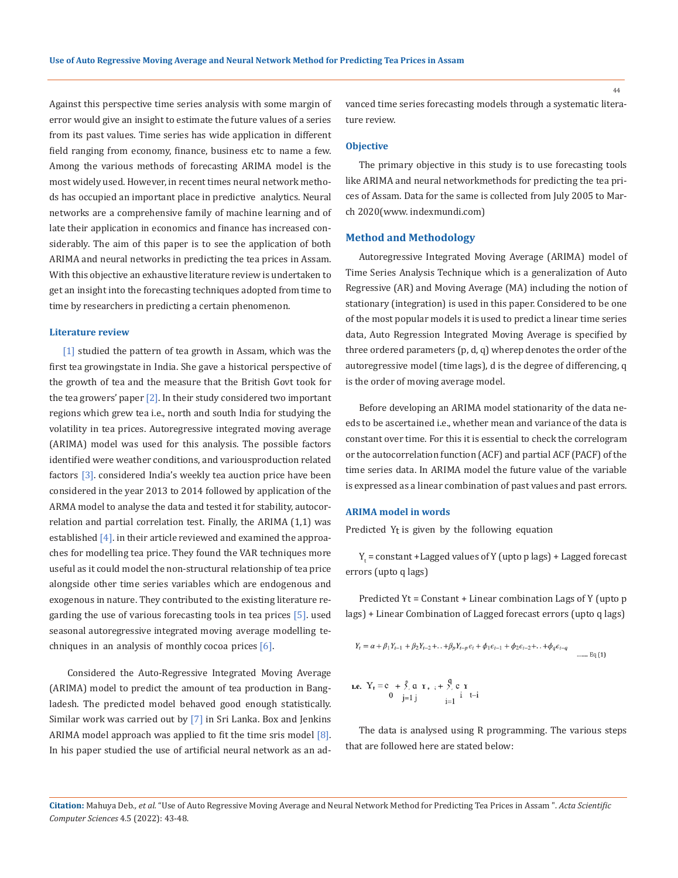Against this perspective time series analysis with some margin of error would give an insight to estimate the future values of a series from its past values. Time series has wide application in different field ranging from economy, finance, business etc to name a few. Among the various methods of forecasting ARIMA model is the most widely used. However, in recent times neural network methods has occupied an important place in predictive analytics. Neural networks are a comprehensive family of machine learning and of late their application in economics and finance has increased considerably. The aim of this paper is to see the application of both ARIMA and neural networks in predicting the tea prices in Assam. With this objective an exhaustive literature review is undertaken to get an insight into the forecasting techniques adopted from time to time by researchers in predicting a certain phenomenon.

### Literature review

[1] studied the pattern of tea growth in Assam, which was the first tea growingstate in India. She gave a historical perspective of the growth of tea and the measure that the British Govt took for the tea growers' paper [2]. In their study considered two important regions which grew tea i.e., north and south India for studying the volatility in tea prices. Autoregressive integrated moving average (ARIMA) model was used for this analysis. The possible factors identified were weather conditions, and variousproduction related factors [3]. considered India's weekly tea auction price have been considered in the year 2013 to 2014 followed by application of the ARMA model to analyse the data and tested it for stability, autocorrelation and partial correlation test. Finally, the ARIMA (1,1) was established [4]. in their article reviewed and examined the approaches for modelling tea price. They found the VAR techniques more useful as it could model the non-structural relationship of tea price alongside other time series variables which are endogenous and exogenous in nature. They contributed to the existing literature regarding the use of various forecasting tools in tea prices [5]. used seasonal autoregressive integrated moving average modelling techniques in an analysis of monthly cocoa prices [6].

Considered the Auto-Regressive Integrated Moving Average (ARIMA) model to predict the amount of tea production in Bangladesh. The predicted model behaved good enough statistically. Similar work was carried out by [7] in Sri Lanka. Box and Jenkins ARIMA model approach was applied to fit the time sris model [8]. In his paper studied the use of artificial neural network as an advanced time series forecasting models through a systematic literature review.

### Objective

The primary objective in this study is to use forecasting tools like ARIMA and neural networkmethods for predicting the tea prices of Assam. Data for the same is collected from July 2005 to March 2020(www. indexmundi.com)

## Method and Methodology

Autoregressive Integrated Moving Average (ARIMA) model of Time Series Analysis Technique which is a generalization of Auto Regressive (AR) and Moving Average (MA) including the notion of stationary (integration) is used in this paper. Considered to be one of the most popular models it is used to predict a linear time series data, Auto Regression Integrated Moving Average is specified by three ordered parameters (p, d, q) wherep denotes the order of the autoregressive model (time lags), d is the degree of differencing, q is the order of moving average model.

Before developing an ARIMA model stationarity of the data needs to be ascertained i.e., whether mean and variance of the data is constant over time. For this it is essential to check the correlogram or the autocorrelation function (ACF) and partial ACF (PACF) of the time series data. In ARIMA model the future value of the variable is expressed as a linear combination of past values and past errors.

### ARIMA model in words

Predicted $Y_t$ is given by the following equation

$Y_t$ = constant +Lagged values of Y (upto p lags) + Lagged forecast errors (upto q lags)

Predicted Yt = Constant + Linear combination Lags of Y (upto p lags) + Linear Combination of Lagged forecast errors (upto q lags)

$$Y_t = \alpha + \beta_1 Y_{t-1} + \beta_2 Y_{t-2} + .. + \beta_p Y_{t-p} \epsilon_t + \phi_1 \epsilon_{t-1} + \phi_2 \epsilon_{t-2} + .. + \phi_q \epsilon_{t-q} \quad \text{...... Eq (1)}$$

$$\text{i.e. } Y_t = c_0 + \sum_{j=1}^{p} a_j Y_{t-j} + \sum_{i=1}^{q} c_i Y_{t-i}$$

The data is analysed using R programming. The various steps that are followed here are stated below: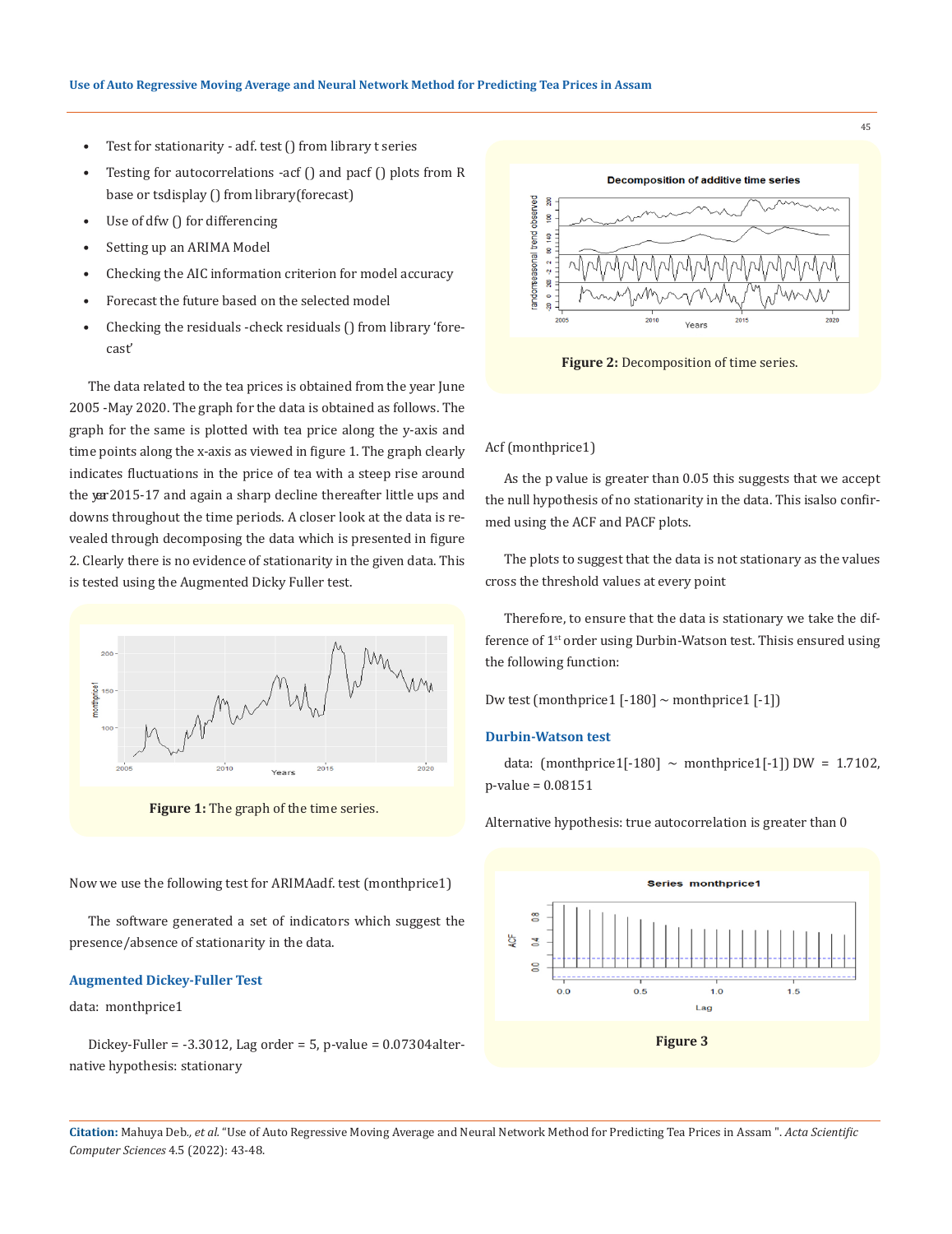- Test for stationarity - adf. test () from library t series
- Testing for autocorrelations -acf () and pacf () plots from R base or tsdisplay () from library(forecast)
- Use of dfw () for differencing
- Setting up an ARIMA Model
- Checking the AIC information criterion for model accuracy
- Forecast the future based on the selected model
- Checking the residuals -check residuals () from library 'forecast'

The data related to the tea prices is obtained from the year June 2005 -May 2020. The graph for the data is obtained as follows. The graph for the same is plotted with tea price along the y-axis and time points along the x-axis as viewed in figure 1. The graph clearly indicates fluctuations in the price of tea with a steep rise around the year 2015-17 and again a sharp decline thereafter little ups and downs throughout the time periods. A closer look at the data is revealed through decomposing the data which is presented in figure 2. Clearly there is no evidence of stationarity in the given data. This is tested using the Augmented Dicky Fuller test.

**Figure 1:** The graph of the time series.

Now we use the following test for ARIMAadf. test (monthprice1)

The software generated a set of indicators which suggest the presence/absence of stationarity in the data.

### Augmented Dickey-Fuller Test

data: monthprice1

Dickey-Fuller = -3.3012, Lag order = 5, p-value = 0.07304alternative hypothesis: stationary

**Figure 2:** Decomposition of time series.

Acf (monthprice1)

As the p value is greater than 0.05 this suggests that we accept the null hypothesis of no stationarity in the data. This isalso confirmed using the ACF and PACF plots.

The plots to suggest that the data is not stationary as the values cross the threshold values at every point

Therefore, to ensure that the data is stationary we take the difference of 1st order using Durbin-Watson test. Thisis ensured using the following function:

Dw test (monthprice1 [-180] ~ monthprice1 [-1])

### Durbin-Watson test

data: (monthprice1[-180] ~ monthprice1[-1]) DW = 1.7102, p-value = 0.08151

Alternative hypothesis: true autocorrelation is greater than 0

**Figure 3**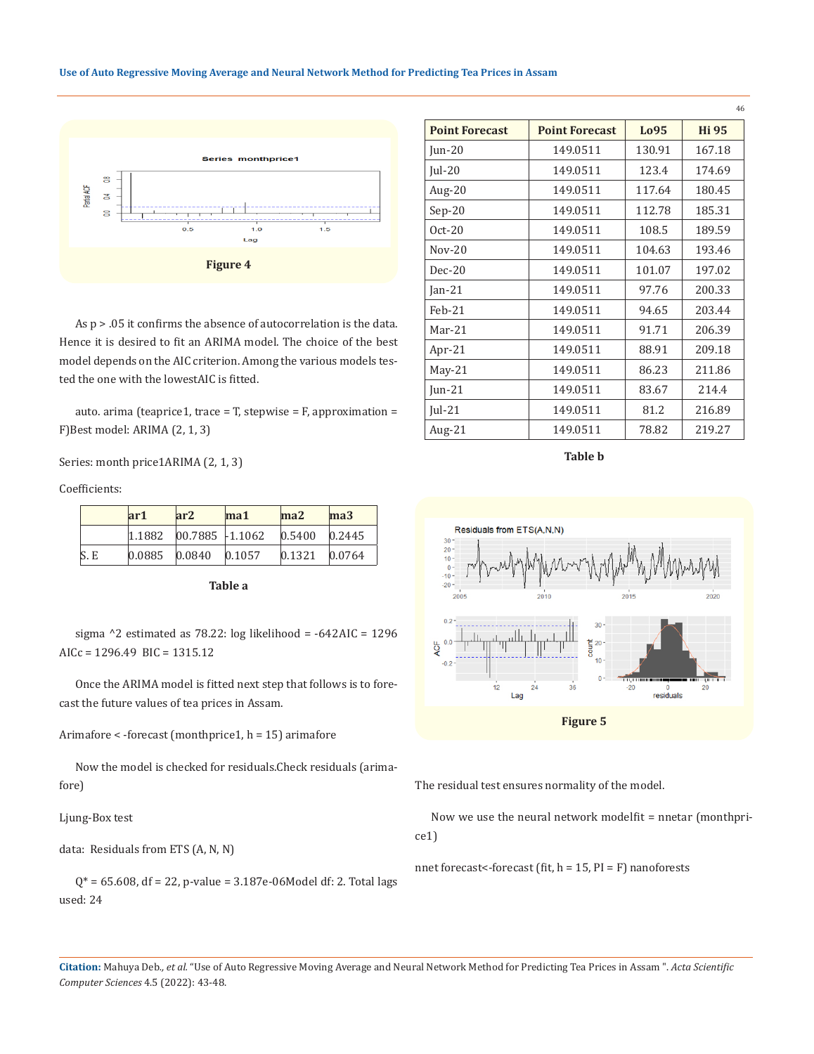Figure 4

As p > .05 it confirms the absence of autocorrelation is the data. Hence it is desired to fit an ARIMA model. The choice of the best model depends on the AIC criterion. Among the various models tested the one with the lowestAIC is fitted.

auto. arima (teaprice1, trace = T, stepwise = F, approximation = F)Best model: ARIMA (2, 1, 3)

Series: month price1ARIMA (2, 1, 3)

Coefficients:

| | ar1 | ar2 | ma1 | ma2 | ma3 |
|---|---|---|---|---|---|
| | 1.1882 | 00.7885 | -1.1062 | 0.5400 | 0.2445 |
| S. E | 0.0885 | 0.0840 | 0.1057 | 0.1321 | 0.0764 |

Table a

sigma ^2 estimated as 78.22: log likelihood = -642AIC = 1296 AICc = 1296.49 BIC = 1315.12

Once the ARIMA model is fitted next step that follows is to forecast the future values of tea prices in Assam.

Arimafore < -forecast (monthprice1, h = 15) arimafore

Now the model is checked for residuals.Check residuals (arimafore)

Ljung-Box test

data: Residuals from ETS (A, N, N)

Q* = 65.608, df = 22, p-value = 3.187e-06Model df: 2. Total lags used: 24

| Point Forecast | Point Forecast | Lo95 | Hi 95 |
|---|---|---|---|
| Jun-20 | 149.0511 | 130.91 | 167.18 |
| Jul-20 | 149.0511 | 123.4 | 174.69 |
| Aug-20 | 149.0511 | 117.64 | 180.45 |
| Sep-20 | 149.0511 | 112.78 | 185.31 |
| Oct-20 | 149.0511 | 108.5 | 189.59 |
| Nov-20 | 149.0511 | 104.63 | 193.46 |
| Dec-20 | 149.0511 | 101.07 | 197.02 |
| Jan-21 | 149.0511 | 97.76 | 200.33 |
| Feb-21 | 149.0511 | 94.65 | 203.44 |
| Mar-21 | 149.0511 | 91.71 | 206.39 |
| Apr-21 | 149.0511 | 88.91 | 209.18 |
| May-21 | 149.0511 | 86.23 | 211.86 |
| Jun-21 | 149.0511 | 83.67 | 214.4 |
| Jul-21 | 149.0511 | 81.2 | 216.89 |
| Aug-21 | 149.0511 | 78.82 | 219.27 |

Table b

Figure 5

The residual test ensures normality of the model.

Now we use the neural network modelfit = nnetar (monthprice1)

nnet forecast<-forecast (fit, h = 15, PI = F) nanoforests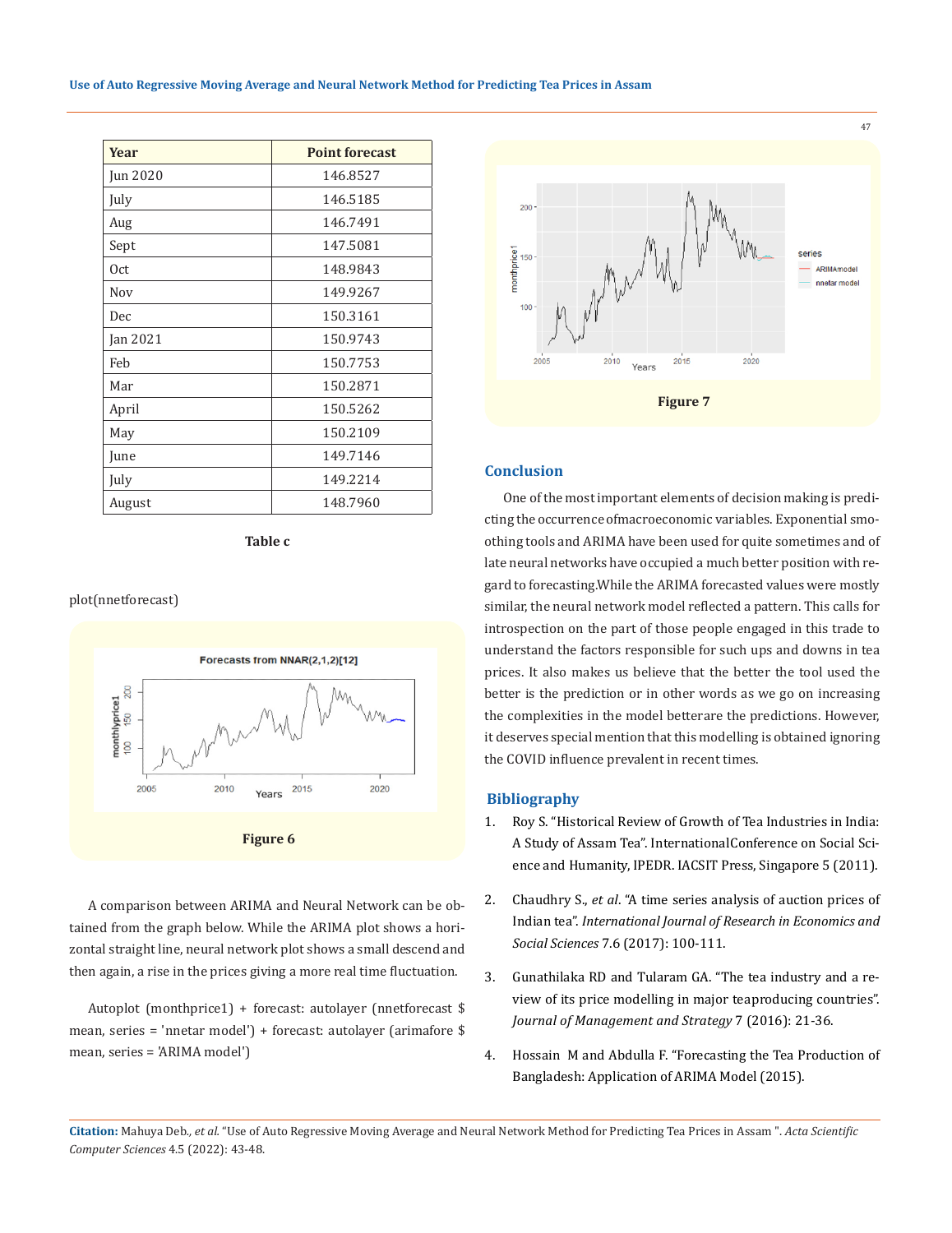| Year | Point forecast |
|---|---|
| Jun 2020 | 146.8527 |
| July | 146.5185 |
| Aug | 146.7491 |
| Sept | 147.5081 |
| Oct | 148.9843 |
| Nov | 149.9267 |
| Dec | 150.3161 |
| Jan 2021 | 150.9743 |
| Feb | 150.7753 |
| Mar | 150.2871 |
| April | 150.5262 |
| May | 150.2109 |
| June | 149.7146 |
| July | 149.2214 |
| August | 148.7960 |

**Table c**

plot(nnetforecast)

**Figure 6**

A comparison between ARIMA and Neural Network can be obtained from the graph below. While the ARIMA plot shows a horizontal straight line, neural network plot shows a small descend and then again, a rise in the prices giving a more real time fluctuation.

Autoplot (monthprice1) + forecast: autolayer (nnetforecast $ mean, series = 'nnetar model') + forecast: autolayer (arimafore $ mean, series = 'ARIMA model')

**Figure 7**

## Conclusion

One of the most important elements of decision making is predicting the occurrence ofmacroeconomic variables. Exponential smoothing tools and ARIMA have been used for quite sometimes and of late neural networks have occupied a much better position with regard to forecasting.While the ARIMA forecasted values were mostly similar, the neural network model reflected a pattern. This calls for introspection on the part of those people engaged in this trade to understand the factors responsible for such ups and downs in tea prices. It also makes us believe that the better the tool used the better is the prediction or in other words as we go on increasing the complexities in the model betterare the predictions. However, it deserves special mention that this modelling is obtained ignoring the COVID influence prevalent in recent times.

## Bibliography

1. Roy S. "Historical Review of Growth of Tea Industries in India: A Study of Assam Tea". InternationalConference on Social Science and Humanity, IPEDR. IACSIT Press, Singapore 5 (2011).
2. Chaudhry S., *et al*. "A time series analysis of auction prices of Indian tea". *International Journal of Research in Economics and Social Sciences* 7.6 (2017): 100-111.
3. Gunathilaka RD and Tularam GA. "The tea industry and a review of its price modelling in major teaproducing countries". *Journal of Management and Strategy* 7 (2016): 21-36.
4. Hossain M and Abdulla F. "Forecasting the Tea Production of Bangladesh: Application of ARIMA Model (2015).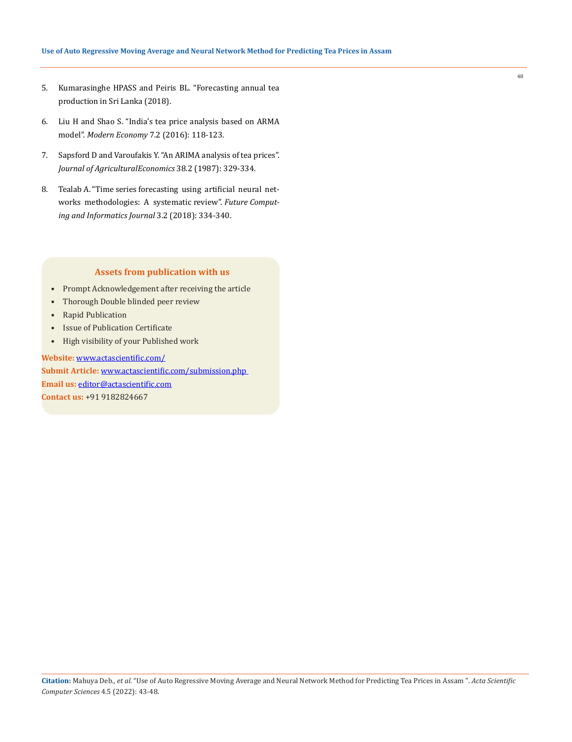5. Kumarasinghe HPASS and Peiris BL. "Forecasting annual tea production in Sri Lanka (2018).
6. Liu H and Shao S. "India's tea price analysis based on ARMA model". *Modern Economy* 7.2 (2016): 118-123.
7. Sapsford D and Varoufakis Y. "An ARIMA analysis of tea prices". *Journal of AgriculturalEconomics* 38.2 (1987): 329-334.
8. Tealab A. "Time series forecasting using artificial neural networks methodologies: A systematic review". *Future Computing and Informatics Journal* 3.2 (2018): 334-340.

### Assets from publication with us

- Prompt Acknowledgement after receiving the article
- Thorough Double blinded peer review
- Rapid Publication
- Issue of Publication Certificate
- High visibility of your Published work

**Website:** www.actascientific.com/
**Submit Article:** www.actascientific.com/submission.php
**Email us:** editor@actascientific.com
**Contact us:** +91 9182824667

**Citation:** Mahuya Deb., *et al.* "Use of Auto Regressive Moving Average and Neural Network Method for Predicting Tea Prices in Assam ". *Acta Scientific Computer Sciences* 4.5 (2022): 43-48.